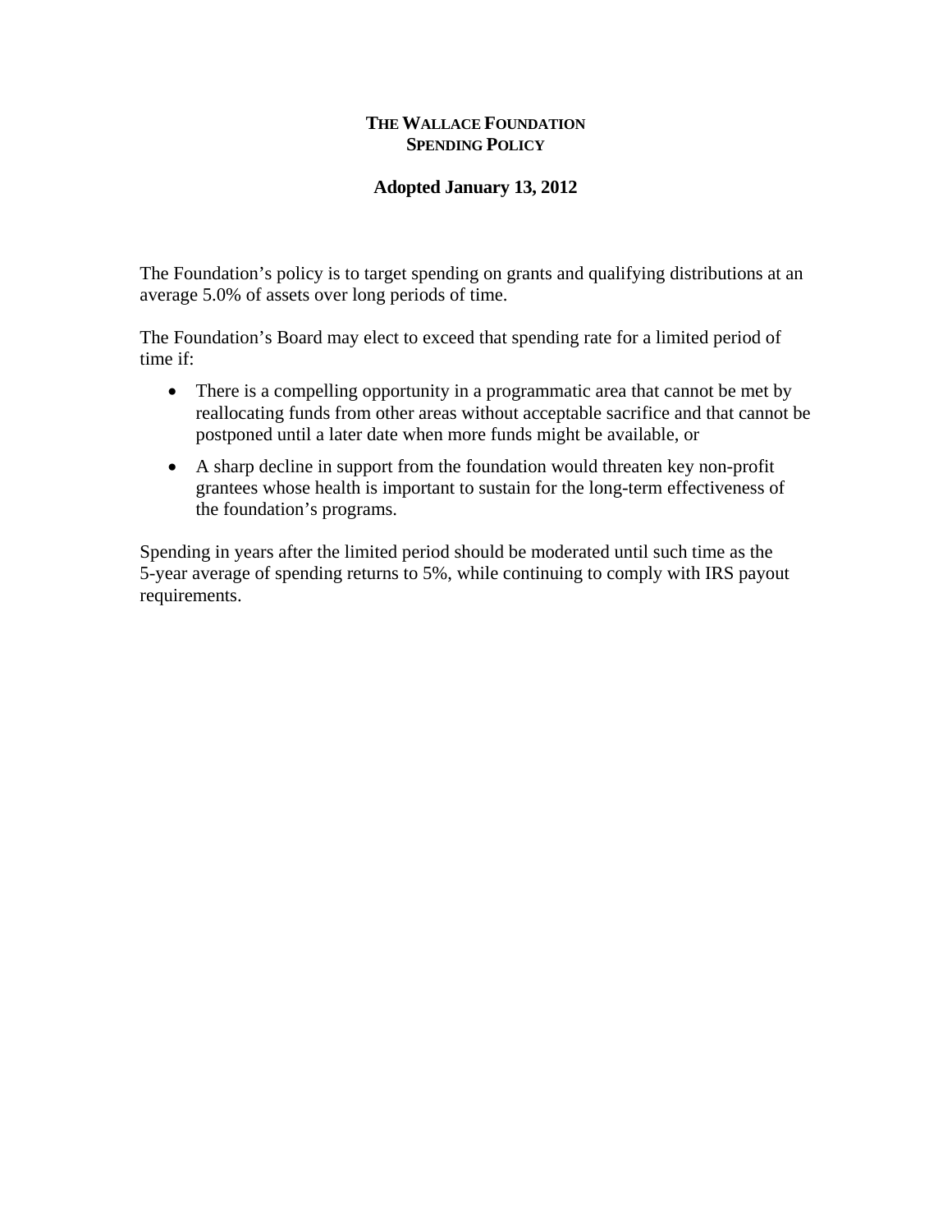# THE WALLACE FOUNDATION
## SPENDING POLICY

**Adopted January 13, 2012**

The Foundation's policy is to target spending on grants and qualifying distributions at an average 5.0% of assets over long periods of time.

The Foundation's Board may elect to exceed that spending rate for a limited period of time if:

- There is a compelling opportunity in a programmatic area that cannot be met by reallocating funds from other areas without acceptable sacrifice and that cannot be postponed until a later date when more funds might be available, or
- A sharp decline in support from the foundation would threaten key non-profit grantees whose health is important to sustain for the long-term effectiveness of the foundation's programs.

Spending in years after the limited period should be moderated until such time as the 5-year average of spending returns to 5%, while continuing to comply with IRS payout requirements.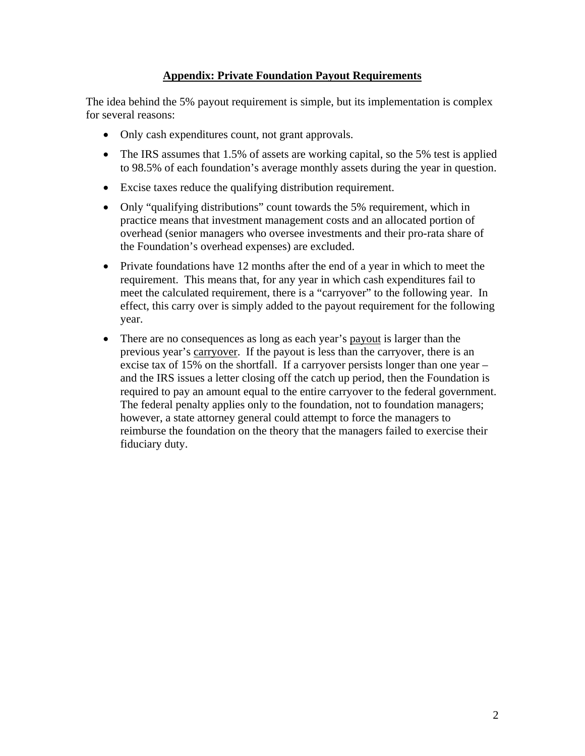## Appendix: Private Foundation Payout Requirements

The idea behind the 5% payout requirement is simple, but its implementation is complex for several reasons:

- Only cash expenditures count, not grant approvals.
- The IRS assumes that 1.5% of assets are working capital, so the 5% test is applied to 98.5% of each foundation's average monthly assets during the year in question.
- Excise taxes reduce the qualifying distribution requirement.
- Only "qualifying distributions" count towards the 5% requirement, which in practice means that investment management costs and an allocated portion of overhead (senior managers who oversee investments and their pro-rata share of the Foundation's overhead expenses) are excluded.
- Private foundations have 12 months after the end of a year in which to meet the requirement. This means that, for any year in which cash expenditures fail to meet the calculated requirement, there is a "carryover" to the following year. In effect, this carry over is simply added to the payout requirement for the following year.
- There are no consequences as long as each year's payout is larger than the previous year's carryover. If the payout is less than the carryover, there is an excise tax of 15% on the shortfall. If a carryover persists longer than one year – and the IRS issues a letter closing off the catch up period, then the Foundation is required to pay an amount equal to the entire carryover to the federal government. The federal penalty applies only to the foundation, not to foundation managers; however, a state attorney general could attempt to force the managers to reimburse the foundation on the theory that the managers failed to exercise their fiduciary duty.